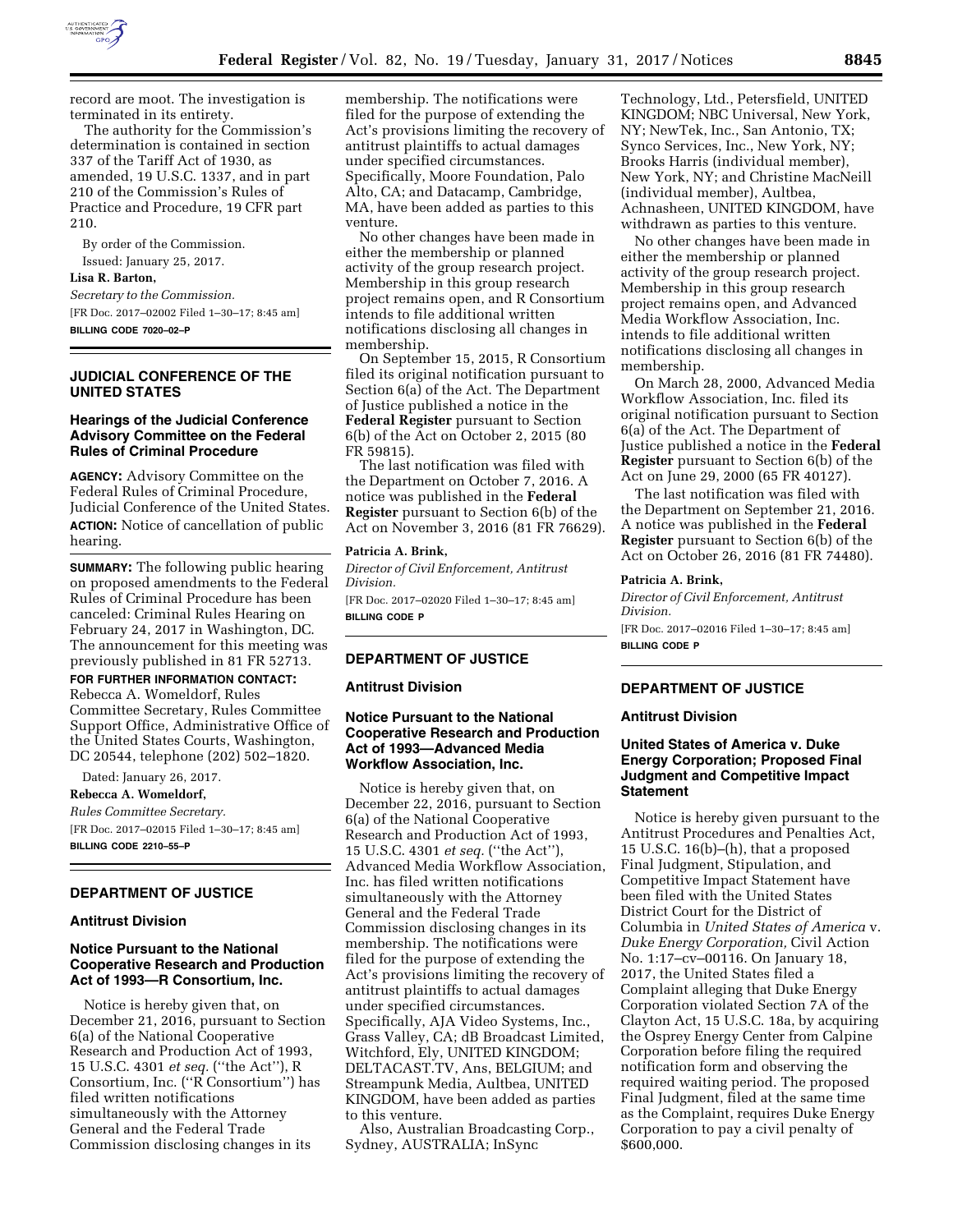record are moot. The investigation is terminated in its entirety.

The authority for the Commission's determination is contained in section 337 of the Tariff Act of 1930, as amended, 19 U.S.C. 1337, and in part 210 of the Commission's Rules of Practice and Procedure, 19 CFR part 210.

By order of the Commission.

Issued: January 25, 2017.

**Lisa R. Barton,**

*Secretary to the Commission.*

[FR Doc. 2017–02002 Filed 1–30–17; 8:45 am]

**BILLING CODE 7020–02–P**

## JUDICIAL CONFERENCE OF THE UNITED STATES

### Hearings of the Judicial Conference Advisory Committee on the Federal Rules of Criminal Procedure

**AGENCY:** Advisory Committee on the Federal Rules of Criminal Procedure, Judicial Conference of the United States.

**ACTION:** Notice of cancellation of public hearing.

**SUMMARY:** The following public hearing on proposed amendments to the Federal Rules of Criminal Procedure has been canceled: Criminal Rules Hearing on February 24, 2017 in Washington, DC. The announcement for this meeting was previously published in 81 FR 52713.

**FOR FURTHER INFORMATION CONTACT:** Rebecca A. Womeldorf, Rules Committee Secretary, Rules Committee Support Office, Administrative Office of the United States Courts, Washington, DC 20544, telephone (202) 502–1820.

Dated: January 26, 2017.

**Rebecca A. Womeldorf,**

*Rules Committee Secretary.*

[FR Doc. 2017–02015 Filed 1–30–17; 8:45 am]

**BILLING CODE 2210–55–P**

## DEPARTMENT OF JUSTICE

### Antitrust Division

### Notice Pursuant to the National Cooperative Research and Production Act of 1993—R Consortium, Inc.

Notice is hereby given that, on December 21, 2016, pursuant to Section 6(a) of the National Cooperative Research and Production Act of 1993, 15 U.S.C. 4301 *et seq.* (''the Act''), R Consortium, Inc. (''R Consortium'') has filed written notifications simultaneously with the Attorney General and the Federal Trade Commission disclosing changes in its membership. The notifications were filed for the purpose of extending the Act's provisions limiting the recovery of antitrust plaintiffs to actual damages under specified circumstances. Specifically, Moore Foundation, Palo Alto, CA; and Datacamp, Cambridge, MA, have been added as parties to this venture.

No other changes have been made in either the membership or planned activity of the group research project. Membership in this group research project remains open, and R Consortium intends to file additional written notifications disclosing all changes in membership.

On September 15, 2015, R Consortium filed its original notification pursuant to Section 6(a) of the Act. The Department of Justice published a notice in the **Federal Register** pursuant to Section 6(b) of the Act on October 2, 2015 (80 FR 59815).

The last notification was filed with the Department on October 7, 2016. A notice was published in the **Federal Register** pursuant to Section 6(b) of the Act on November 3, 2016 (81 FR 76629).

**Patricia A. Brink,**

*Director of Civil Enforcement, Antitrust Division.*

[FR Doc. 2017–02020 Filed 1–30–17; 8:45 am]

**BILLING CODE P**

## DEPARTMENT OF JUSTICE

### Antitrust Division

### Notice Pursuant to the National Cooperative Research and Production Act of 1993—Advanced Media Workflow Association, Inc.

Notice is hereby given that, on December 22, 2016, pursuant to Section 6(a) of the National Cooperative Research and Production Act of 1993, 15 U.S.C. 4301 *et seq.* (''the Act''), Advanced Media Workflow Association, Inc. has filed written notifications simultaneously with the Attorney General and the Federal Trade Commission disclosing changes in its membership. The notifications were filed for the purpose of extending the Act's provisions limiting the recovery of antitrust plaintiffs to actual damages under specified circumstances. Specifically, AJA Video Systems, Inc., Grass Valley, CA; dB Broadcast Limited, Witchford, Ely, UNITED KINGDOM; DELTACAST.TV, Ans, BELGIUM; and Streampunk Media, Aultbea, UNITED KINGDOM, have been added as parties to this venture.

Also, Australian Broadcasting Corp., Sydney, AUSTRALIA; InSync Technology, Ltd., Petersfield, UNITED KINGDOM; NBC Universal, New York, NY; NewTek, Inc., San Antonio, TX; Synco Services, Inc., New York, NY; Brooks Harris (individual member), New York, NY; and Christine MacNeill (individual member), Aultbea, Achnasheen, UNITED KINGDOM, have withdrawn as parties to this venture.

No other changes have been made in either the membership or planned activity of the group research project. Membership in this group research project remains open, and Advanced Media Workflow Association, Inc. intends to file additional written notifications disclosing all changes in membership.

On March 28, 2000, Advanced Media Workflow Association, Inc. filed its original notification pursuant to Section 6(a) of the Act. The Department of Justice published a notice in the **Federal Register** pursuant to Section 6(b) of the Act on June 29, 2000 (65 FR 40127).

The last notification was filed with the Department on September 21, 2016. A notice was published in the **Federal Register** pursuant to Section 6(b) of the Act on October 26, 2016 (81 FR 74480).

**Patricia A. Brink,**

*Director of Civil Enforcement, Antitrust Division.*

[FR Doc. 2017–02016 Filed 1–30–17; 8:45 am]

**BILLING CODE P**

## DEPARTMENT OF JUSTICE

### Antitrust Division

### United States of America v. Duke Energy Corporation; Proposed Final Judgment and Competitive Impact Statement

Notice is hereby given pursuant to the Antitrust Procedures and Penalties Act, 15 U.S.C. 16(b)–(h), that a proposed Final Judgment, Stipulation, and Competitive Impact Statement have been filed with the United States District Court for the District of Columbia in *United States of America* v. *Duke Energy Corporation,* Civil Action No. 1:17–cv–00116. On January 18, 2017, the United States filed a Complaint alleging that Duke Energy Corporation violated Section 7A of the Clayton Act, 15 U.S.C. 18a, by acquiring the Osprey Energy Center from Calpine Corporation before filing the required notification form and observing the required waiting period. The proposed Final Judgment, filed at the same time as the Complaint, requires Duke Energy Corporation to pay a civil penalty of $600,000.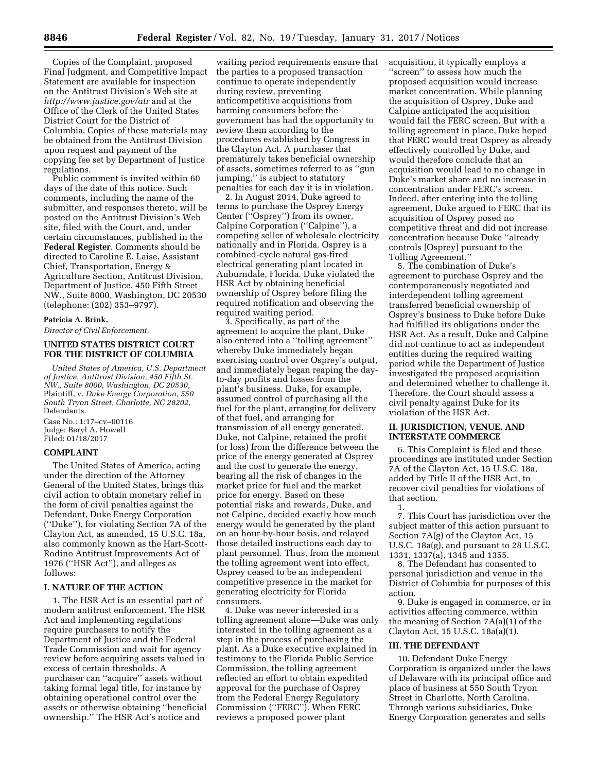Copies of the Complaint, proposed Final Judgment, and Competitive Impact Statement are available for inspection on the Antitrust Division's Web site at *http://www.justice.gov/atr* and at the Office of the Clerk of the United States District Court for the District of Columbia. Copies of these materials may be obtained from the Antitrust Division upon request and payment of the copying fee set by Department of Justice regulations.

Public comment is invited within 60 days of the date of this notice. Such comments, including the name of the submitter, and responses thereto, will be posted on the Antitrust Division's Web site, filed with the Court, and, under certain circumstances, published in the **Federal Register**. Comments should be directed to Caroline E. Laise, Assistant Chief, Transportation, Energy & Agriculture Section, Antitrust Division, Department of Justice, 450 Fifth Street NW., Suite 8000, Washington, DC 20530 (telephone: (202) 353–9797).

**Patricia A. Brink,**

*Director of Civil Enforcement.*

## UNITED STATES DISTRICT COURT FOR THE DISTRICT OF COLUMBIA

*United States of America, U.S. Department of Justice, Antitrust Division, 450 Fifth St. NW., Suite 8000, Washington, DC 20530,* Plaintiff, v. *Duke Energy Corporation, 550 South Tryon Street, Charlotte, NC 28202,* Defendants.

Case No.: 1:17–cv–00116
Judge: Beryl A. Howell
Filed: 01/18/2017

## COMPLAINT

The United States of America, acting under the direction of the Attorney General of the United States, brings this civil action to obtain monetary relief in the form of civil penalties against the Defendant, Duke Energy Corporation (''Duke''), for violating Section 7A of the Clayton Act, as amended, 15 U.S.C. 18a, also commonly known as the Hart-Scott-Rodino Antitrust Improvements Act of 1976 (''HSR Act''), and alleges as follows:

### I. NATURE OF THE ACTION

1. The HSR Act is an essential part of modern antitrust enforcement. The HSR Act and implementing regulations require purchasers to notify the Department of Justice and the Federal Trade Commission and wait for agency review before acquiring assets valued in excess of certain thresholds. A purchaser can ''acquire'' assets without taking formal legal title, for instance by obtaining operational control over the assets or otherwise obtaining ''beneficial ownership.'' The HSR Act's notice and waiting period requirements ensure that the parties to a proposed transaction continue to operate independently during review, preventing anticompetitive acquisitions from harming consumers before the government has had the opportunity to review them according to the procedures established by Congress in the Clayton Act. A purchaser that prematurely takes beneficial ownership of assets, sometimes referred to as ''gun jumping,'' is subject to statutory penalties for each day it is in violation.

2. In August 2014, Duke agreed to terms to purchase the Osprey Energy Center (''Osprey'') from its owner, Calpine Corporation (''Calpine''), a competing seller of wholesale electricity nationally and in Florida. Osprey is a combined-cycle natural gas-fired electrical generating plant located in Auburndale, Florida. Duke violated the HSR Act by obtaining beneficial ownership of Osprey before filing the required notification and observing the required waiting period.

3. Specifically, as part of the agreement to acquire the plant, Duke also entered into a ''tolling agreement'' whereby Duke immediately began exercising control over Osprey's output, and immediately began reaping the day-to-day profits and losses from the plant's business. Duke, for example, assumed control of purchasing all the fuel for the plant, arranging for delivery of that fuel, and arranging for transmission of all energy generated. Duke, not Calpine, retained the profit (or loss) from the difference between the price of the energy generated at Osprey and the cost to generate the energy, bearing all the risk of changes in the market price for fuel and the market price for energy. Based on these potential risks and rewards, Duke, and not Calpine, decided exactly how much energy would be generated by the plant on an hour-by-hour basis, and relayed those detailed instructions each day to plant personnel. Thus, from the moment the tolling agreement went into effect, Osprey ceased to be an independent competitive presence in the market for generating electricity for Florida consumers.

4. Duke was never interested in a tolling agreement alone—Duke was only interested in the tolling agreement as a step in the process of purchasing the plant. As a Duke executive explained in testimony to the Florida Public Service Commission, the tolling agreement reflected an effort to obtain expedited approval for the purchase of Osprey from the Federal Energy Regulatory Commission (''FERC''). When FERC reviews a proposed power plant acquisition, it typically employs a ''screen'' to assess how much the proposed acquisition would increase market concentration. While planning the acquisition of Osprey, Duke and Calpine anticipated the acquisition would fail the FERC screen. But with a tolling agreement in place, Duke hoped that FERC would treat Osprey as already effectively controlled by Duke, and would therefore conclude that an acquisition would lead to no change in Duke's market share and no increase in concentration under FERC's screen. Indeed, after entering into the tolling agreement, Duke argued to FERC that its acquisition of Osprey posed no competitive threat and did not increase concentration because Duke ''already controls [Osprey] pursuant to the Tolling Agreement.''

5. The combination of Duke's agreement to purchase Osprey and the contemporaneously negotiated and interdependent tolling agreement transferred beneficial ownership of Osprey's business to Duke before Duke had fulfilled its obligations under the HSR Act. As a result, Duke and Calpine did not continue to act as independent entities during the required waiting period while the Department of Justice investigated the proposed acquisition and determined whether to challenge it. Therefore, the Court should assess a civil penalty against Duke for its violation of the HSR Act.

### II. JURISDICTION, VENUE, AND INTERSTATE COMMERCE

6. This Complaint is filed and these proceedings are instituted under Section 7A of the Clayton Act, 15 U.S.C. 18a, added by Title II of the HSR Act, to recover civil penalties for violations of that section.

1.

7. This Court has jurisdiction over the subject matter of this action pursuant to Section 7A(g) of the Clayton Act, 15 U.S.C. 18a(g), and pursuant to 28 U.S.C. 1331, 1337(a), 1345 and 1355.

8. The Defendant has consented to personal jurisdiction and venue in the District of Columbia for purposes of this action.

9. Duke is engaged in commerce, or in activities affecting commerce, within the meaning of Section 7A(a)(1) of the Clayton Act, 15 U.S.C. 18a(a)(1).

### III. THE DEFENDANT

10. Defendant Duke Energy Corporation is organized under the laws of Delaware with its principal office and place of business at 550 South Tryon Street in Charlotte, North Carolina. Through various subsidiaries, Duke Energy Corporation generates and sells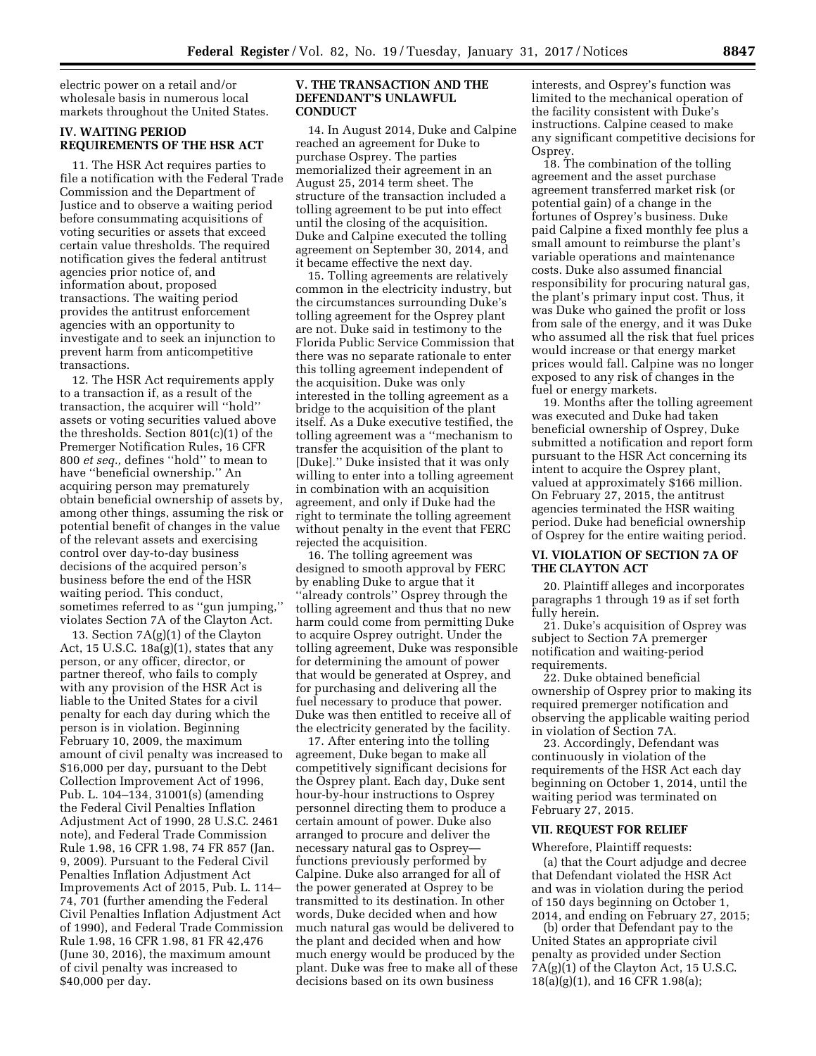electric power on a retail and/or wholesale basis in numerous local markets throughout the United States.

## IV. WAITING PERIOD REQUIREMENTS OF THE HSR ACT

11. The HSR Act requires parties to file a notification with the Federal Trade Commission and the Department of Justice and to observe a waiting period before consummating acquisitions of voting securities or assets that exceed certain value thresholds. The required notification gives the federal antitrust agencies prior notice of, and information about, proposed transactions. The waiting period provides the antitrust enforcement agencies with an opportunity to investigate and to seek an injunction to prevent harm from anticompetitive transactions.

12. The HSR Act requirements apply to a transaction if, as a result of the transaction, the acquirer will ''hold'' assets or voting securities valued above the thresholds. Section 801(c)(1) of the Premerger Notification Rules, 16 CFR 800 *et seq.,* defines ''hold'' to mean to have ''beneficial ownership.'' An acquiring person may prematurely obtain beneficial ownership of assets by, among other things, assuming the risk or potential benefit of changes in the value of the relevant assets and exercising control over day-to-day business decisions of the acquired person's business before the end of the HSR waiting period. This conduct, sometimes referred to as ''gun jumping,'' violates Section 7A of the Clayton Act.

13. Section 7A(g)(1) of the Clayton Act, 15 U.S.C. 18a(g)(1), states that any person, or any officer, director, or partner thereof, who fails to comply with any provision of the HSR Act is liable to the United States for a civil penalty for each day during which the person is in violation. Beginning February 10, 2009, the maximum amount of civil penalty was increased to $16,000 per day, pursuant to the Debt Collection Improvement Act of 1996, Pub. L. 104–134, 31001(s) (amending the Federal Civil Penalties Inflation Adjustment Act of 1990, 28 U.S.C. 2461 note), and Federal Trade Commission Rule 1.98, 16 CFR 1.98, 74 FR 857 (Jan. 9, 2009). Pursuant to the Federal Civil Penalties Inflation Adjustment Act Improvements Act of 2015, Pub. L. 114–74, 701 (further amending the Federal Civil Penalties Inflation Adjustment Act of 1990), and Federal Trade Commission Rule 1.98, 16 CFR 1.98, 81 FR 42,476 (June 30, 2016), the maximum amount of civil penalty was increased to $40,000 per day.

## V. THE TRANSACTION AND THE DEFENDANT'S UNLAWFUL CONDUCT

14. In August 2014, Duke and Calpine reached an agreement for Duke to purchase Osprey. The parties memorialized their agreement in an August 25, 2014 term sheet. The structure of the transaction included a tolling agreement to be put into effect until the closing of the acquisition. Duke and Calpine executed the tolling agreement on September 30, 2014, and it became effective the next day.

15. Tolling agreements are relatively common in the electricity industry, but the circumstances surrounding Duke's tolling agreement for the Osprey plant are not. Duke said in testimony to the Florida Public Service Commission that there was no separate rationale to enter this tolling agreement independent of the acquisition. Duke was only interested in the tolling agreement as a bridge to the acquisition of the plant itself. As a Duke executive testified, the tolling agreement was a ''mechanism to transfer the acquisition of the plant to [Duke].'' Duke insisted that it was only willing to enter into a tolling agreement in combination with an acquisition agreement, and only if Duke had the right to terminate the tolling agreement without penalty in the event that FERC rejected the acquisition.

16. The tolling agreement was designed to smooth approval by FERC by enabling Duke to argue that it ''already controls'' Osprey through the tolling agreement and thus that no new harm could come from permitting Duke to acquire Osprey outright. Under the tolling agreement, Duke was responsible for determining the amount of power that would be generated at Osprey, and for purchasing and delivering all the fuel necessary to produce that power. Duke was then entitled to receive all of the electricity generated by the facility.

17. After entering into the tolling agreement, Duke began to make all competitively significant decisions for the Osprey plant. Each day, Duke sent hour-by-hour instructions to Osprey personnel directing them to produce a certain amount of power. Duke also arranged to procure and deliver the necessary natural gas to Osprey—functions previously performed by Calpine. Duke also arranged for all of the power generated at Osprey to be transmitted to its destination. In other words, Duke decided when and how much natural gas would be delivered to the plant and decided when and how much energy would be produced by the plant. Duke was free to make all of these decisions based on its own business interests, and Osprey's function was limited to the mechanical operation of the facility consistent with Duke's instructions. Calpine ceased to make any significant competitive decisions for Osprey.

18. The combination of the tolling agreement and the asset purchase agreement transferred market risk (or potential gain) of a change in the fortunes of Osprey's business. Duke paid Calpine a fixed monthly fee plus a small amount to reimburse the plant's variable operations and maintenance costs. Duke also assumed financial responsibility for procuring natural gas, the plant's primary input cost. Thus, it was Duke who gained the profit or loss from sale of the energy, and it was Duke who assumed all the risk that fuel prices would increase or that energy market prices would fall. Calpine was no longer exposed to any risk of changes in the fuel or energy markets.

19. Months after the tolling agreement was executed and Duke had taken beneficial ownership of Osprey, Duke submitted a notification and report form pursuant to the HSR Act concerning its intent to acquire the Osprey plant, valued at approximately $166 million. On February 27, 2015, the antitrust agencies terminated the HSR waiting period. Duke had beneficial ownership of Osprey for the entire waiting period.

## VI. VIOLATION OF SECTION 7A OF THE CLAYTON ACT

20. Plaintiff alleges and incorporates paragraphs 1 through 19 as if set forth fully herein.

21. Duke's acquisition of Osprey was subject to Section 7A premerger notification and waiting-period requirements.

22. Duke obtained beneficial ownership of Osprey prior to making its required premerger notification and observing the applicable waiting period in violation of Section 7A.

23. Accordingly, Defendant was continuously in violation of the requirements of the HSR Act each day beginning on October 1, 2014, until the waiting period was terminated on February 27, 2015.

## VII. REQUEST FOR RELIEF

Wherefore, Plaintiff requests:

(a) that the Court adjudge and decree that Defendant violated the HSR Act and was in violation during the period of 150 days beginning on October 1, 2014, and ending on February 27, 2015;

(b) order that Defendant pay to the United States an appropriate civil penalty as provided under Section 7A(g)(1) of the Clayton Act, 15 U.S.C. 18(a)(g)(1), and 16 CFR 1.98(a);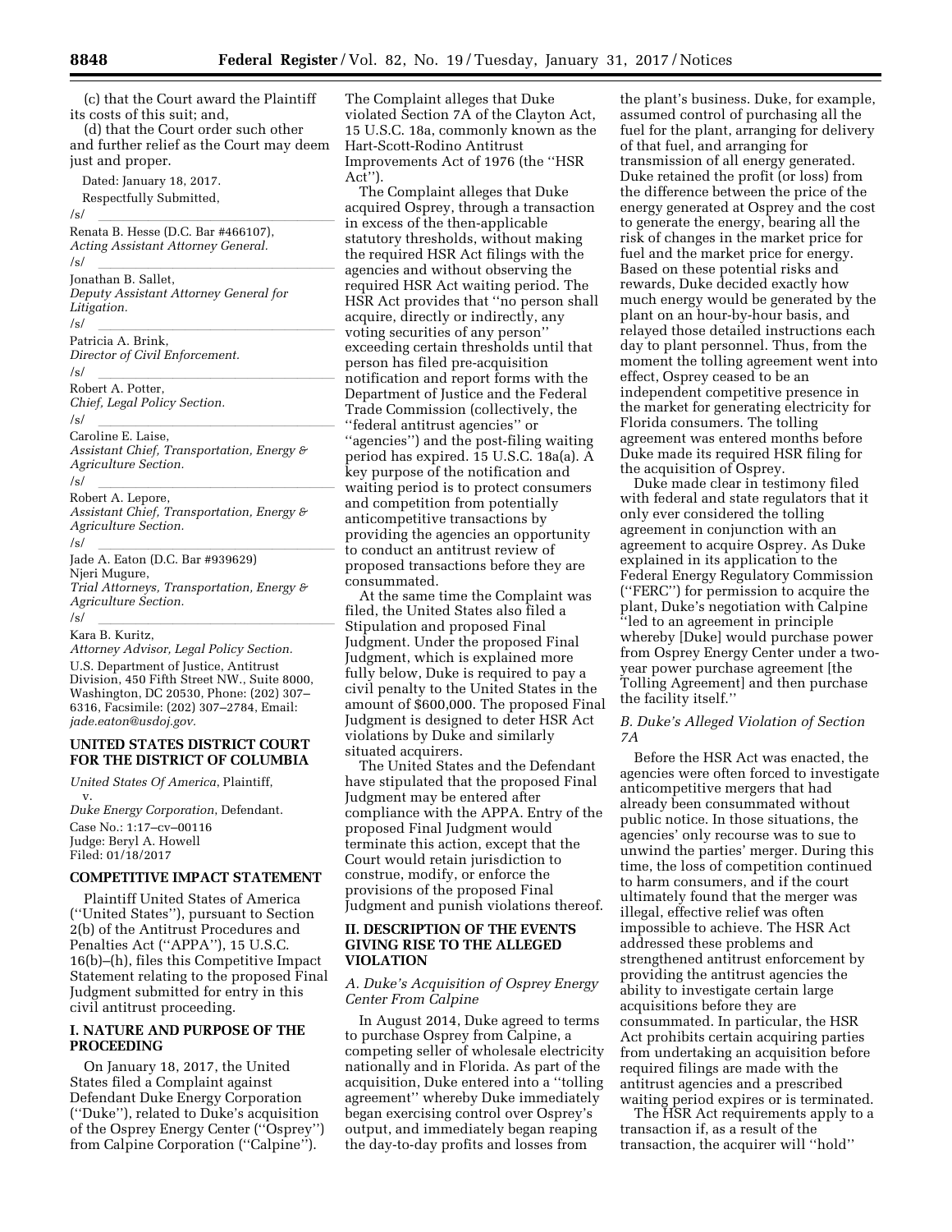(c) that the Court award the Plaintiff its costs of this suit; and,

(d) that the Court order such other and further relief as the Court may deem just and proper.

Dated: January 18, 2017.

Respectfully Submitted,

/s/

Renata B. Hesse (D.C. Bar #466107),
*Acting Assistant Attorney General.*

/s/

Jonathan B. Sallet,
*Deputy Assistant Attorney General for Litigation.*

/s/

Patricia A. Brink,
*Director of Civil Enforcement.*

/s/

Robert A. Potter,
*Chief, Legal Policy Section.*

/s/

Caroline E. Laise,
*Assistant Chief, Transportation, Energy & Agriculture Section.*

/s/

Robert A. Lepore,
*Assistant Chief, Transportation, Energy & Agriculture Section.*

/s/

Jade A. Eaton (D.C. Bar #939629)
Njeri Mugure,
*Trial Attorneys, Transportation, Energy & Agriculture Section.*

/s/

Kara B. Kuritz,
*Attorney Advisor, Legal Policy Section.*

U.S. Department of Justice, Antitrust Division, 450 Fifth Street NW., Suite 8000, Washington, DC 20530, Phone: (202) 307–6316, Facsimile: (202) 307–2784, Email: *jade.eaton@usdoj.gov.*

**UNITED STATES DISTRICT COURT FOR THE DISTRICT OF COLUMBIA**

*United States Of America*, Plaintiff,
v.
*Duke Energy Corporation*, Defendant.

Case No.: 1:17–cv–00116
Judge: Beryl A. Howell
Filed: 01/18/2017

**COMPETITIVE IMPACT STATEMENT**

Plaintiff United States of America (''United States''), pursuant to Section 2(b) of the Antitrust Procedures and Penalties Act (''APPA''), 15 U.S.C. 16(b)–(h), files this Competitive Impact Statement relating to the proposed Final Judgment submitted for entry in this civil antitrust proceeding.

**I. NATURE AND PURPOSE OF THE PROCEEDING**

On January 18, 2017, the United States filed a Complaint against Defendant Duke Energy Corporation (''Duke''), related to Duke's acquisition of the Osprey Energy Center (''Osprey'') from Calpine Corporation (''Calpine''). The Complaint alleges that Duke violated Section 7A of the Clayton Act, 15 U.S.C. 18a, commonly known as the Hart-Scott-Rodino Antitrust Improvements Act of 1976 (the ''HSR Act'').

The Complaint alleges that Duke acquired Osprey, through a transaction in excess of the then-applicable statutory thresholds, without making the required HSR Act filings with the agencies and without observing the required HSR Act waiting period. The HSR Act provides that ''no person shall acquire, directly or indirectly, any voting securities of any person'' exceeding certain thresholds until that person has filed pre-acquisition notification and report forms with the Department of Justice and the Federal Trade Commission (collectively, the ''federal antitrust agencies'' or ''agencies'') and the post-filing waiting period has expired. 15 U.S.C. 18a(a). A key purpose of the notification and waiting period is to protect consumers and competition from potentially anticompetitive transactions by providing the agencies an opportunity to conduct an antitrust review of proposed transactions before they are consummated.

At the same time the Complaint was filed, the United States also filed a Stipulation and proposed Final Judgment. Under the proposed Final Judgment, which is explained more fully below, Duke is required to pay a civil penalty to the United States in the amount of $600,000. The proposed Final Judgment is designed to deter HSR Act violations by Duke and similarly situated acquirers.

The United States and the Defendant have stipulated that the proposed Final Judgment may be entered after compliance with the APPA. Entry of the proposed Final Judgment would terminate this action, except that the Court would retain jurisdiction to construe, modify, or enforce the provisions of the proposed Final Judgment and punish violations thereof.

**II. DESCRIPTION OF THE EVENTS GIVING RISE TO THE ALLEGED VIOLATION**

*A. Duke's Acquisition of Osprey Energy Center From Calpine*

In August 2014, Duke agreed to terms to purchase Osprey from Calpine, a competing seller of wholesale electricity nationally and in Florida. As part of the acquisition, Duke entered into a ''tolling agreement'' whereby Duke immediately began exercising control over Osprey's output, and immediately began reaping the day-to-day profits and losses from the plant's business. Duke, for example, assumed control of purchasing all the fuel for the plant, arranging for delivery of that fuel, and arranging for transmission of all energy generated. Duke retained the profit (or loss) from the difference between the price of the energy generated at Osprey and the cost to generate the energy, bearing all the risk of changes in the market price for fuel and the market price for energy. Based on these potential risks and rewards, Duke decided exactly how much energy would be generated by the plant on an hour-by-hour basis, and relayed those detailed instructions each day to plant personnel. Thus, from the moment the tolling agreement went into effect, Osprey ceased to be an independent competitive presence in the market for generating electricity for Florida consumers. The tolling agreement was entered months before Duke made its required HSR filing for the acquisition of Osprey.

Duke made clear in testimony filed with federal and state regulators that it only ever considered the tolling agreement in conjunction with an agreement to acquire Osprey. As Duke explained in its application to the Federal Energy Regulatory Commission (''FERC'') for permission to acquire the plant, Duke's negotiation with Calpine ''led to an agreement in principle whereby [Duke] would purchase power from Osprey Energy Center under a two-year power purchase agreement [the Tolling Agreement] and then purchase the facility itself.''

*B. Duke's Alleged Violation of Section 7A*

Before the HSR Act was enacted, the agencies were often forced to investigate anticompetitive mergers that had already been consummated without public notice. In those situations, the agencies' only recourse was to sue to unwind the parties' merger. During this time, the loss of competition continued to harm consumers, and if the court ultimately found that the merger was illegal, effective relief was often impossible to achieve. The HSR Act addressed these problems and strengthened antitrust enforcement by providing the antitrust agencies the ability to investigate certain large acquisitions before they are consummated. In particular, the HSR Act prohibits certain acquiring parties from undertaking an acquisition before required filings are made with the antitrust agencies and a prescribed waiting period expires or is terminated.

The HSR Act requirements apply to a transaction if, as a result of the transaction, the acquirer will ''hold''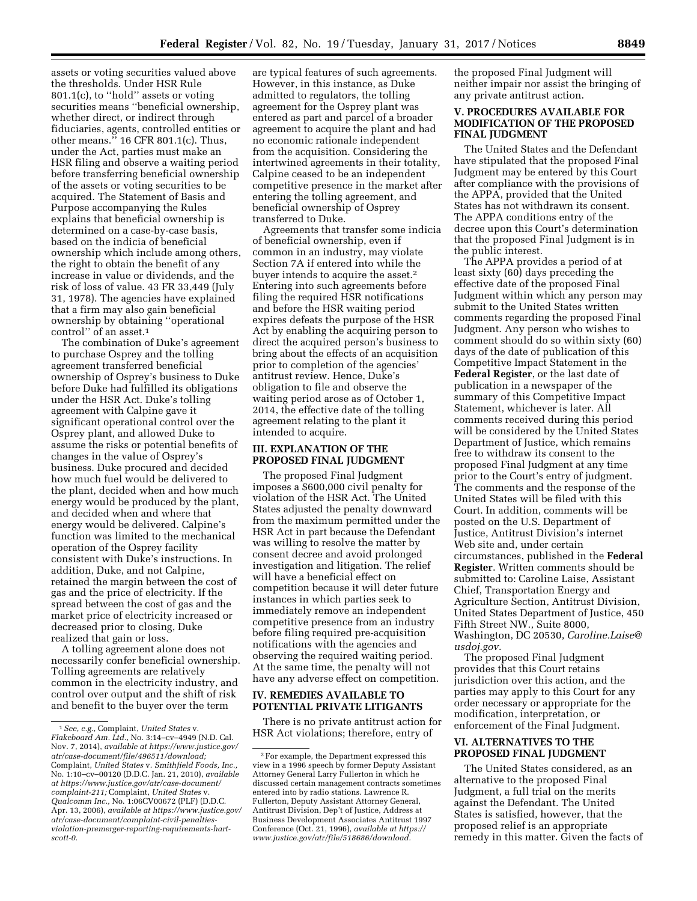assets or voting securities valued above the thresholds. Under HSR Rule 801.1(c), to ''hold'' assets or voting securities means ''beneficial ownership, whether direct, or indirect through fiduciaries, agents, controlled entities or other means.'' 16 CFR 801.1(c). Thus, under the Act, parties must make an HSR filing and observe a waiting period before transferring beneficial ownership of the assets or voting securities to be acquired. The Statement of Basis and Purpose accompanying the Rules explains that beneficial ownership is determined on a case-by-case basis, based on the indicia of beneficial ownership which include among others, the right to obtain the benefit of any increase in value or dividends, and the risk of loss of value. 43 FR 33,449 (July 31, 1978). The agencies have explained that a firm may also gain beneficial ownership by obtaining ''operational control'' of an asset.[1]

The combination of Duke's agreement to purchase Osprey and the tolling agreement transferred beneficial ownership of Osprey's business to Duke before Duke had fulfilled its obligations under the HSR Act. Duke's tolling agreement with Calpine gave it significant operational control over the Osprey plant, and allowed Duke to assume the risks or potential benefits of changes in the value of Osprey's business. Duke procured and decided how much fuel would be delivered to the plant, decided when and how much energy would be produced by the plant, and decided when and where that energy would be delivered. Calpine's function was limited to the mechanical operation of the Osprey facility consistent with Duke's instructions. In addition, Duke, and not Calpine, retained the margin between the cost of gas and the price of electricity. If the spread between the cost of gas and the market price of electricity increased or decreased prior to closing, Duke realized that gain or loss.

A tolling agreement alone does not necessarily confer beneficial ownership. Tolling agreements are relatively common in the electricity industry, and control over output and the shift of risk and benefit to the buyer over the term are typical features of such agreements. However, in this instance, as Duke admitted to regulators, the tolling agreement for the Osprey plant was entered as part and parcel of a broader agreement to acquire the plant and had no economic rationale independent from the acquisition. Considering the intertwined agreements in their totality, Calpine ceased to be an independent competitive presence in the market after entering the tolling agreement, and beneficial ownership of Osprey transferred to Duke.

Agreements that transfer some indicia of beneficial ownership, even if common in an industry, may violate Section 7A if entered into while the buyer intends to acquire the asset.[2] Entering into such agreements before filing the required HSR notifications and before the HSR waiting period expires defeats the purpose of the HSR Act by enabling the acquiring person to direct the acquired person's business to bring about the effects of an acquisition prior to completion of the agencies' antitrust review. Hence, Duke's obligation to file and observe the waiting period arose as of October 1, 2014, the effective date of the tolling agreement relating to the plant it intended to acquire.

## III. EXPLANATION OF THE PROPOSED FINAL JUDGMENT

The proposed Final Judgment imposes a $600,000 civil penalty for violation of the HSR Act. The United States adjusted the penalty downward from the maximum permitted under the HSR Act in part because the Defendant was willing to resolve the matter by consent decree and avoid prolonged investigation and litigation. The relief will have a beneficial effect on competition because it will deter future instances in which parties seek to immediately remove an independent competitive presence from an industry before filing required pre-acquisition notifications with the agencies and observing the required waiting period. At the same time, the penalty will not have any adverse effect on competition.

## IV. REMEDIES AVAILABLE TO POTENTIAL PRIVATE LITIGANTS

There is no private antitrust action for HSR Act violations; therefore, entry of the proposed Final Judgment will neither impair nor assist the bringing of any private antitrust action.

## V. PROCEDURES AVAILABLE FOR MODIFICATION OF THE PROPOSED FINAL JUDGMENT

The United States and the Defendant have stipulated that the proposed Final Judgment may be entered by this Court after compliance with the provisions of the APPA, provided that the United States has not withdrawn its consent. The APPA conditions entry of the decree upon this Court's determination that the proposed Final Judgment is in the public interest.

The APPA provides a period of at least sixty (60) days preceding the effective date of the proposed Final Judgment within which any person may submit to the United States written comments regarding the proposed Final Judgment. Any person who wishes to comment should do so within sixty (60) days of the date of publication of this Competitive Impact Statement in the **Federal Register**, or the last date of publication in a newspaper of the summary of this Competitive Impact Statement, whichever is later. All comments received during this period will be considered by the United States Department of Justice, which remains free to withdraw its consent to the proposed Final Judgment at any time prior to the Court's entry of judgment. The comments and the response of the United States will be filed with this Court. In addition, comments will be posted on the U.S. Department of Justice, Antitrust Division's internet Web site and, under certain circumstances, published in the **Federal Register**. Written comments should be submitted to: Caroline Laise, Assistant Chief, Transportation Energy and Agriculture Section, Antitrust Division, United States Department of Justice, 450 Fifth Street NW., Suite 8000, Washington, DC 20530, *Caroline.Laise@usdoj.gov.*

The proposed Final Judgment provides that this Court retains jurisdiction over this action, and the parties may apply to this Court for any order necessary or appropriate for the modification, interpretation, or enforcement of the Final Judgment.

## VI. ALTERNATIVES TO THE PROPOSED FINAL JUDGMENT

The United States considered, as an alternative to the proposed Final Judgment, a full trial on the merits against the Defendant. The United States is satisfied, however, that the proposed relief is an appropriate remedy in this matter. Given the facts of

---

[1] *See, e.g.,* Complaint, *United States* v. *Flakeboard Am. Ltd.,* No. 3:14–cv–4949 (N.D. Cal. Nov. 7, 2014), *available at https://www.justice.gov/atr/case-document/file/496511/download;* Complaint, *United States* v. *Smithfield Foods, Inc.,* No. 1:10–cv–00120 (D.D.C. Jan. 21, 2010), *available at https://www.justice.gov/atr/case-document/complaint-211;* Complaint, *United States* v. *Qualcomm Inc.,* No. 1:06CV00672 (PLF) (D.D.C. Apr. 13, 2006), *available at https://www.justice.gov/atr/case-document/complaint-civil-penalties-violation-premerger-reporting-requirements-hart-scott-0.*

[2] For example, the Department expressed this view in a 1996 speech by former Deputy Assistant Attorney General Larry Fullerton in which he discussed certain management contracts sometimes entered into by radio stations. Lawrence R. Fullerton, Deputy Assistant Attorney General, Antitrust Division, Dep't of Justice, Address at Business Development Associates Antitrust 1997 Conference (Oct. 21, 1996), *available at https://www.justice.gov/atr/file/518686/download.*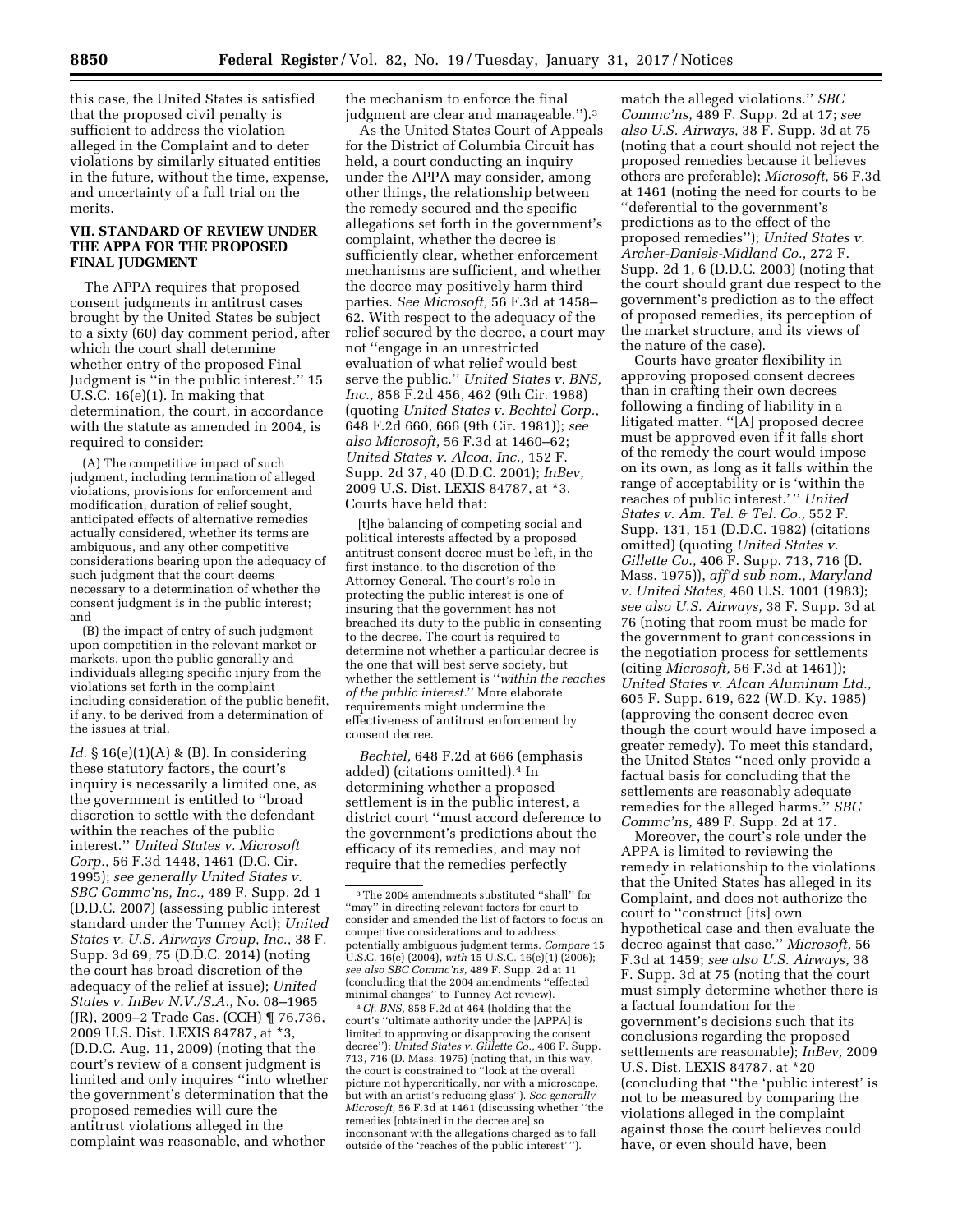this case, the United States is satisfied that the proposed civil penalty is sufficient to address the violation alleged in the Complaint and to deter violations by similarly situated entities in the future, without the time, expense, and uncertainty of a full trial on the merits.

## VII. STANDARD OF REVIEW UNDER THE APPA FOR THE PROPOSED FINAL JUDGMENT

The APPA requires that proposed consent judgments in antitrust cases brought by the United States be subject to a sixty (60) day comment period, after which the court shall determine whether entry of the proposed Final Judgment is "in the public interest." 15 U.S.C. 16(e)(1). In making that determination, the court, in accordance with the statute as amended in 2004, is required to consider:

> (A) The competitive impact of such judgment, including termination of alleged violations, provisions for enforcement and modification, duration of relief sought, anticipated effects of alternative remedies actually considered, whether its terms are ambiguous, and any other competitive considerations bearing upon the adequacy of such judgment that the court deems necessary to a determination of whether the consent judgment is in the public interest; and
>
> (B) the impact of entry of such judgment upon competition in the relevant market or markets, upon the public generally and individuals alleging specific injury from the violations set forth in the complaint including consideration of the public benefit, if any, to be derived from a determination of the issues at trial.

*Id.* § 16(e)(1)(A) & (B). In considering these statutory factors, the court's inquiry is necessarily a limited one, as the government is entitled to "broad discretion to settle with the defendant within the reaches of the public interest." *United States v. Microsoft Corp.,* 56 F.3d 1448, 1461 (D.C. Cir. 1995); *see generally United States v. SBC Commc'ns, Inc.,* 489 F. Supp. 2d 1 (D.D.C. 2007) (assessing public interest standard under the Tunney Act); *United States v. U.S. Airways Group, Inc.,* 38 F. Supp. 3d 69, 75 (D.D.C. 2014) (noting the court has broad discretion of the adequacy of the relief at issue); *United States v. InBev N.V./S.A.,* No. 08–1965 (JR), 2009–2 Trade Cas. (CCH) ¶ 76,736, 2009 U.S. Dist. LEXIS 84787, at *3, (D.D.C. Aug. 11, 2009) (noting that the court's review of a consent judgment is limited and only inquires "into whether the government's determination that the proposed remedies will cure the antitrust violations alleged in the complaint was reasonable, and whether the mechanism to enforce the final judgment are clear and manageable.").[3]

As the United States Court of Appeals for the District of Columbia Circuit has held, a court conducting an inquiry under the APPA may consider, among other things, the relationship between the remedy secured and the specific allegations set forth in the government's complaint, whether the decree is sufficiently clear, whether enforcement mechanisms are sufficient, and whether the decree may positively harm third parties. *See Microsoft,* 56 F.3d at 1458–62. With respect to the adequacy of the relief secured by the decree, a court may not "engage in an unrestricted evaluation of what relief would best serve the public." *United States v. BNS, Inc.,* 858 F.2d 456, 462 (9th Cir. 1988) (quoting *United States v. Bechtel Corp.,* 648 F.2d 660, 666 (9th Cir. 1981)); *see also Microsoft,* 56 F.3d at 1460–62; *United States v. Alcoa, Inc.,* 152 F. Supp. 2d 37, 40 (D.D.C. 2001); *InBev,* 2009 U.S. Dist. LEXIS 84787, at *3. Courts have held that:

> [t]he balancing of competing social and political interests affected by a proposed antitrust consent decree must be left, in the first instance, to the discretion of the Attorney General. The court's role in protecting the public interest is one of insuring that the government has not breached its duty to the public in consenting to the decree. The court is required to determine not whether a particular decree is the one that will best serve society, but whether the settlement is "*within the reaches of the public interest.*" More elaborate requirements might undermine the effectiveness of antitrust enforcement by consent decree.

*Bechtel,* 648 F.2d at 666 (emphasis added) (citations omitted).[4] In determining whether a proposed settlement is in the public interest, a district court "must accord deference to the government's predictions about the efficacy of its remedies, and may not require that the remedies perfectly match the alleged violations." *SBC Commc'ns,* 489 F. Supp. 2d at 17; *see also U.S. Airways,* 38 F. Supp. 3d at 75 (noting that a court should not reject the proposed remedies because it believes others are preferable); *Microsoft,* 56 F.3d at 1461 (noting the need for courts to be "deferential to the government's predictions as to the effect of the proposed remedies"); *United States v. Archer-Daniels-Midland Co.,* 272 F. Supp. 2d 1, 6 (D.D.C. 2003) (noting that the court should grant due respect to the government's prediction as to the effect of proposed remedies, its perception of the market structure, and its views of the nature of the case).

Courts have greater flexibility in approving proposed consent decrees than in crafting their own decrees following a finding of liability in a litigated matter. "[A] proposed decree must be approved even if it falls short of the remedy the court would impose on its own, as long as it falls within the range of acceptability or is 'within the reaches of public interest.' " *United States v. Am. Tel. & Tel. Co.,* 552 F. Supp. 131, 151 (D.D.C. 1982) (citations omitted) (quoting *United States v. Gillette Co.,* 406 F. Supp. 713, 716 (D. Mass. 1975)), *aff'd sub nom., Maryland v. United States,* 460 U.S. 1001 (1983); *see also U.S. Airways,* 38 F. Supp. 3d at 76 (noting that room must be made for the government to grant concessions in the negotiation process for settlements (citing *Microsoft,* 56 F.3d at 1461)); *United States v. Alcan Aluminum Ltd.,* 605 F. Supp. 619, 622 (W.D. Ky. 1985) (approving the consent decree even though the court would have imposed a greater remedy). To meet this standard, the United States "need only provide a factual basis for concluding that the settlements are reasonably adequate remedies for the alleged harms." *SBC Commc'ns,* 489 F. Supp. 2d at 17.

Moreover, the court's role under the APPA is limited to reviewing the remedy in relationship to the violations that the United States has alleged in its Complaint, and does not authorize the court to "construct [its] own hypothetical case and then evaluate the decree against that case." *Microsoft,* 56 F.3d at 1459; *see also U.S. Airways,* 38 F. Supp. 3d at 75 (noting that the court must simply determine whether there is a factual foundation for the government's decisions such that its conclusions regarding the proposed settlements are reasonable); *InBev,* 2009 U.S. Dist. LEXIS 84787, at *20 (concluding that "the 'public interest' is not to be measured by comparing the violations alleged in the complaint against those the court believes could have, or even should have, been

---

[3] The 2004 amendments substituted "shall" for "may" in directing relevant factors for court to consider and amended the list of factors to focus on competitive considerations and to address potentially ambiguous judgment terms. *Compare* 15 U.S.C. 16(e) (2004), *with* 15 U.S.C. 16(e)(1) (2006); *see also SBC Commc'ns,* 489 F. Supp. 2d at 11 (concluding that the 2004 amendments "effected minimal changes" to Tunney Act review).

[4] *Cf. BNS,* 858 F.2d at 464 (holding that the court's "ultimate authority under the [APPA] is limited to approving or disapproving the consent decree"); *United States v. Gillette Co.,* 406 F. Supp. 713, 716 (D. Mass. 1975) (noting that, in this way, the court is constrained to "look at the overall picture not hypercritically, nor with a microscope, but with an artist's reducing glass"). *See generally Microsoft,* 56 F.3d at 1461 (discussing whether "the remedies [obtained in the decree are] so inconsonant with the allegations charged as to fall outside of the 'reaches of the public interest' ").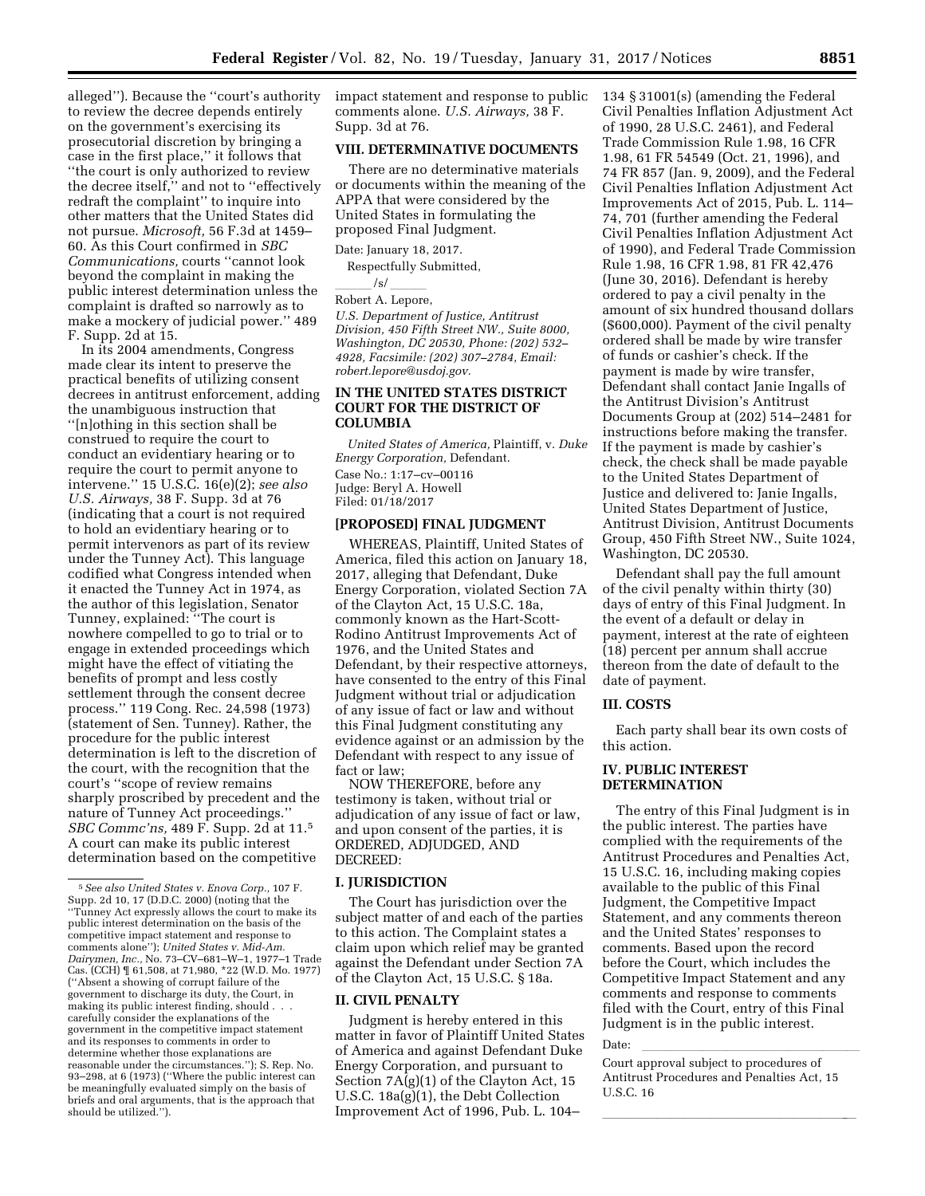alleged''). Because the ''court's authority to review the decree depends entirely on the government's exercising its prosecutorial discretion by bringing a case in the first place,'' it follows that ''the court is only authorized to review the decree itself,'' and not to ''effectively redraft the complaint'' to inquire into other matters that the United States did not pursue. *Microsoft,* 56 F.3d at 1459–60. As this Court confirmed in *SBC Communications,* courts ''cannot look beyond the complaint in making the public interest determination unless the complaint is drafted so narrowly as to make a mockery of judicial power.'' 489 F. Supp. 2d at 15.

In its 2004 amendments, Congress made clear its intent to preserve the practical benefits of utilizing consent decrees in antitrust enforcement, adding the unambiguous instruction that ''[n]othing in this section shall be construed to require the court to conduct an evidentiary hearing or to require the court to permit anyone to intervene.'' 15 U.S.C. 16(e)(2); *see also U.S. Airways,* 38 F. Supp. 3d at 76 (indicating that a court is not required to hold an evidentiary hearing or to permit intervenors as part of its review under the Tunney Act). This language codified what Congress intended when it enacted the Tunney Act in 1974, as the author of this legislation, Senator Tunney, explained: ''The court is nowhere compelled to go to trial or to engage in extended proceedings which might have the effect of vitiating the benefits of prompt and less costly settlement through the consent decree process.'' 119 Cong. Rec. 24,598 (1973) (statement of Sen. Tunney). Rather, the procedure for the public interest determination is left to the discretion of the court, with the recognition that the court's ''scope of review remains sharply proscribed by precedent and the nature of Tunney Act proceedings.'' *SBC Commc'ns,* 489 F. Supp. 2d at 11.[5] A court can make its public interest determination based on the competitive impact statement and response to public comments alone. *U.S. Airways,* 38 F. Supp. 3d at 76.

[5] *See also United States* v. *Enova Corp.,* 107 F. Supp. 2d 10, 17 (D.D.C. 2000) (noting that the ''Tunney Act expressly allows the court to make its public interest determination on the basis of the competitive impact statement and response to comments alone''); *United States* v. *Mid-Am. Dairymen, Inc.,* No. 73–CV–681–W–1, 1977–1 Trade Cas. (CCH) ¶ 61,508, at 71,980, *22 (W.D. Mo. 1977) (''Absent a showing of corrupt failure of the government to discharge its duty, the Court, in making its public interest finding, should . . . carefully consider the explanations of the government in the competitive impact statement and its responses to comments in order to determine whether those explanations are reasonable under the circumstances.''); S. Rep. No. 93–298, at 6 (1973) (''Where the public interest can be meaningfully evaluated simply on the basis of briefs and oral arguments, that is the approach that should be utilized.'').

## VIII. DETERMINATIVE DOCUMENTS

There are no determinative materials or documents within the meaning of the APPA that were considered by the United States in formulating the proposed Final Judgment.

Date: January 18, 2017.

Respectfully Submitted,

/s/

Robert A. Lepore,

*U.S. Department of Justice, Antitrust Division, 450 Fifth Street NW., Suite 8000, Washington, DC 20530, Phone: (202) 532–4928, Facsimile: (202) 307–2784, Email: robert.lepore@usdoj.gov.*

## IN THE UNITED STATES DISTRICT COURT FOR THE DISTRICT OF COLUMBIA

*United States of America,* Plaintiff, v. *Duke Energy Corporation,* Defendant.

Case No.: 1:17–cv–00116
Judge: Beryl A. Howell
Filed: 01/18/2017

## [PROPOSED] FINAL JUDGMENT

WHEREAS, Plaintiff, United States of America, filed this action on January 18, 2017, alleging that Defendant, Duke Energy Corporation, violated Section 7A of the Clayton Act, 15 U.S.C. 18a, commonly known as the Hart-Scott-Rodino Antitrust Improvements Act of 1976, and the United States and Defendant, by their respective attorneys, have consented to the entry of this Final Judgment without trial or adjudication of any issue of fact or law and without this Final Judgment constituting any evidence against or an admission by the Defendant with respect to any issue of fact or law;

NOW THEREFORE, before any testimony is taken, without trial or adjudication of any issue of fact or law, and upon consent of the parties, it is ORDERED, ADJUDGED, AND DECREED:

## I. JURISDICTION

The Court has jurisdiction over the subject matter of and each of the parties to this action. The Complaint states a claim upon which relief may be granted against the Defendant under Section 7A of the Clayton Act, 15 U.S.C. § 18a.

## II. CIVIL PENALTY

Judgment is hereby entered in this matter in favor of Plaintiff United States of America and against Defendant Duke Energy Corporation, and pursuant to Section 7A(g)(1) of the Clayton Act, 15 U.S.C. 18a(g)(1), the Debt Collection Improvement Act of 1996, Pub. L. 104–134 § 31001(s) (amending the Federal Civil Penalties Inflation Adjustment Act of 1990, 28 U.S.C. 2461), and Federal Trade Commission Rule 1.98, 16 CFR 1.98, 61 FR 54549 (Oct. 21, 1996), and 74 FR 857 (Jan. 9, 2009), and the Federal Civil Penalties Inflation Adjustment Act Improvements Act of 2015, Pub. L. 114–74, 701 (further amending the Federal Civil Penalties Inflation Adjustment Act of 1990), and Federal Trade Commission Rule 1.98, 16 CFR 1.98, 81 FR 42,476 (June 30, 2016). Defendant is hereby ordered to pay a civil penalty in the amount of six hundred thousand dollars ($600,000). Payment of the civil penalty ordered shall be made by wire transfer of funds or cashier's check. If the payment is made by wire transfer, Defendant shall contact Janie Ingalls of the Antitrust Division's Antitrust Documents Group at (202) 514–2481 for instructions before making the transfer. If the payment is made by cashier's check, the check shall be made payable to the United States Department of Justice and delivered to: Janie Ingalls, United States Department of Justice, Antitrust Division, Antitrust Documents Group, 450 Fifth Street NW., Suite 1024, Washington, DC 20530.

Defendant shall pay the full amount of the civil penalty within thirty (30) days of entry of this Final Judgment. In the event of a default or delay in payment, interest at the rate of eighteen (18) percent per annum shall accrue thereon from the date of default to the date of payment.

## III. COSTS

Each party shall bear its own costs of this action.

## IV. PUBLIC INTEREST DETERMINATION

The entry of this Final Judgment is in the public interest. The parties have complied with the requirements of the Antitrust Procedures and Penalties Act, 15 U.S.C. 16, including making copies available to the public of this Final Judgment, the Competitive Impact Statement, and any comments thereon and the United States' responses to comments. Based upon the record before the Court, which includes the Competitive Impact Statement and any comments and response to comments filed with the Court, entry of this Final Judgment is in the public interest.

Date:

Court approval subject to procedures of Antitrust Procedures and Penalties Act, 15 U.S.C. 16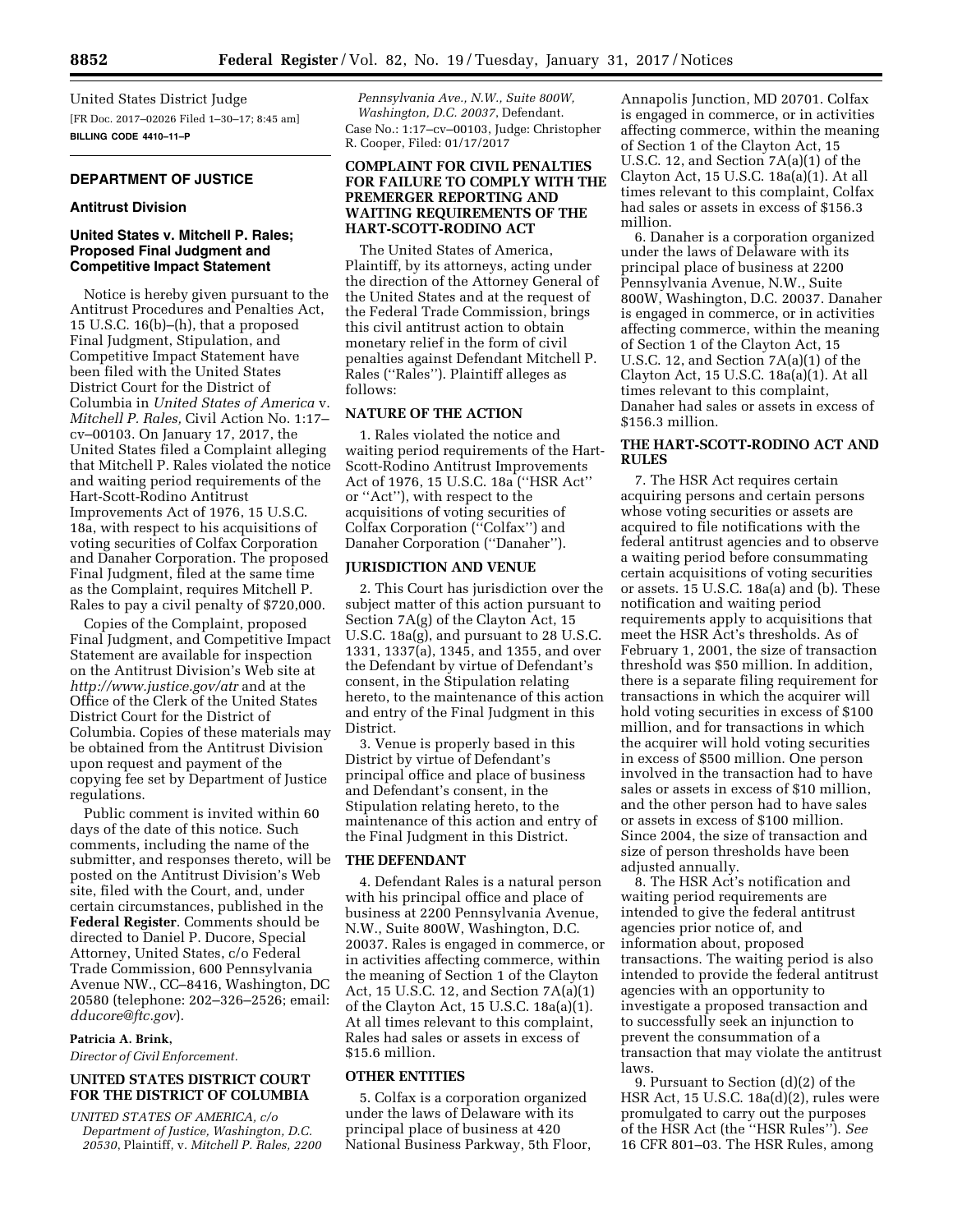United States District Judge

[FR Doc. 2017–02026 Filed 1–30–17; 8:45 am]

**BILLING CODE 4410–11–P**

## DEPARTMENT OF JUSTICE

### Antitrust Division

### United States v. Mitchell P. Rales; Proposed Final Judgment and Competitive Impact Statement

Notice is hereby given pursuant to the Antitrust Procedures and Penalties Act, 15 U.S.C. 16(b)–(h), that a proposed Final Judgment, Stipulation, and Competitive Impact Statement have been filed with the United States District Court for the District of Columbia in *United States of America* v. *Mitchell P. Rales,* Civil Action No. 1:17–cv–00103. On January 17, 2017, the United States filed a Complaint alleging that Mitchell P. Rales violated the notice and waiting period requirements of the Hart-Scott-Rodino Antitrust Improvements Act of 1976, 15 U.S.C. 18a, with respect to his acquisitions of voting securities of Colfax Corporation and Danaher Corporation. The proposed Final Judgment, filed at the same time as the Complaint, requires Mitchell P. Rales to pay a civil penalty of $720,000.

Copies of the Complaint, proposed Final Judgment, and Competitive Impact Statement are available for inspection on the Antitrust Division's Web site at *http://www.justice.gov/atr* and at the Office of the Clerk of the United States District Court for the District of Columbia. Copies of these materials may be obtained from the Antitrust Division upon request and payment of the copying fee set by Department of Justice regulations.

Public comment is invited within 60 days of the date of this notice. Such comments, including the name of the submitter, and responses thereto, will be posted on the Antitrust Division's Web site, filed with the Court, and, under certain circumstances, published in the **Federal Register**. Comments should be directed to Daniel P. Ducore, Special Attorney, United States, c/o Federal Trade Commission, 600 Pennsylvania Avenue NW., CC–8416, Washington, DC 20580 (telephone: 202–326–2526; email: *dducore@ftc.gov*).

**Patricia A. Brink,**

*Director of Civil Enforcement.*

### UNITED STATES DISTRICT COURT FOR THE DISTRICT OF COLUMBIA

*UNITED STATES OF AMERICA, c/o Department of Justice, Washington, D.C. 20530*, Plaintiff, v. *Mitchell P. Rales, 2200 Pennsylvania Ave., N.W., Suite 800W, Washington, D.C. 20037*, Defendant.

Case No.: 1:17–cv–00103, Judge: Christopher R. Cooper, Filed: 01/17/2017

### COMPLAINT FOR CIVIL PENALTIES FOR FAILURE TO COMPLY WITH THE PREMERGER REPORTING AND WAITING REQUIREMENTS OF THE HART-SCOTT-RODINO ACT

The United States of America, Plaintiff, by its attorneys, acting under the direction of the Attorney General of the United States and at the request of the Federal Trade Commission, brings this civil antitrust action to obtain monetary relief in the form of civil penalties against Defendant Mitchell P. Rales (''Rales''). Plaintiff alleges as follows:

### NATURE OF THE ACTION

1. Rales violated the notice and waiting period requirements of the Hart-Scott-Rodino Antitrust Improvements Act of 1976, 15 U.S.C. 18a (''HSR Act'' or ''Act''), with respect to the acquisitions of voting securities of Colfax Corporation (''Colfax'') and Danaher Corporation (''Danaher'').

### JURISDICTION AND VENUE

2. This Court has jurisdiction over the subject matter of this action pursuant to Section 7A(g) of the Clayton Act, 15 U.S.C. 18a(g), and pursuant to 28 U.S.C. 1331, 1337(a), 1345, and 1355, and over the Defendant by virtue of Defendant's consent, in the Stipulation relating hereto, to the maintenance of this action and entry of the Final Judgment in this District.

3. Venue is properly based in this District by virtue of Defendant's principal office and place of business and Defendant's consent, in the Stipulation relating hereto, to the maintenance of this action and entry of the Final Judgment in this District.

### THE DEFENDANT

4. Defendant Rales is a natural person with his principal office and place of business at 2200 Pennsylvania Avenue, N.W., Suite 800W, Washington, D.C. 20037. Rales is engaged in commerce, or in activities affecting commerce, within the meaning of Section 1 of the Clayton Act, 15 U.S.C. 12, and Section 7A(a)(1) of the Clayton Act, 15 U.S.C. 18a(a)(1). At all times relevant to this complaint, Rales had sales or assets in excess of $15.6 million.

### OTHER ENTITIES

5. Colfax is a corporation organized under the laws of Delaware with its principal place of business at 420 National Business Parkway, 5th Floor, Annapolis Junction, MD 20701. Colfax is engaged in commerce, or in activities affecting commerce, within the meaning of Section 1 of the Clayton Act, 15 U.S.C. 12, and Section 7A(a)(1) of the Clayton Act, 15 U.S.C. 18a(a)(1). At all times relevant to this complaint, Colfax had sales or assets in excess of $156.3 million.

6. Danaher is a corporation organized under the laws of Delaware with its principal place of business at 2200 Pennsylvania Avenue, N.W., Suite 800W, Washington, D.C. 20037. Danaher is engaged in commerce, or in activities affecting commerce, within the meaning of Section 1 of the Clayton Act, 15 U.S.C. 12, and Section 7A(a)(1) of the Clayton Act, 15 U.S.C. 18a(a)(1). At all times relevant to this complaint, Danaher had sales or assets in excess of $156.3 million.

### THE HART-SCOTT-RODINO ACT AND RULES

7. The HSR Act requires certain acquiring persons and certain persons whose voting securities or assets are acquired to file notifications with the federal antitrust agencies and to observe a waiting period before consummating certain acquisitions of voting securities or assets. 15 U.S.C. 18a(a) and (b). These notification and waiting period requirements apply to acquisitions that meet the HSR Act's thresholds. As of February 1, 2001, the size of transaction threshold was $50 million. In addition, there is a separate filing requirement for transactions in which the acquirer will hold voting securities in excess of $100 million, and for transactions in which the acquirer will hold voting securities in excess of $500 million. One person involved in the transaction had to have sales or assets in excess of $10 million, and the other person had to have sales or assets in excess of $100 million. Since 2004, the size of transaction and size of person thresholds have been adjusted annually.

8. The HSR Act's notification and waiting period requirements are intended to give the federal antitrust agencies prior notice of, and information about, proposed transactions. The waiting period is also intended to provide the federal antitrust agencies with an opportunity to investigate a proposed transaction and to successfully seek an injunction to prevent the consummation of a transaction that may violate the antitrust laws.

9. Pursuant to Section (d)(2) of the HSR Act, 15 U.S.C. 18a(d)(2), rules were promulgated to carry out the purposes of the HSR Act (the ''HSR Rules''). *See* 16 CFR 801–03. The HSR Rules, among